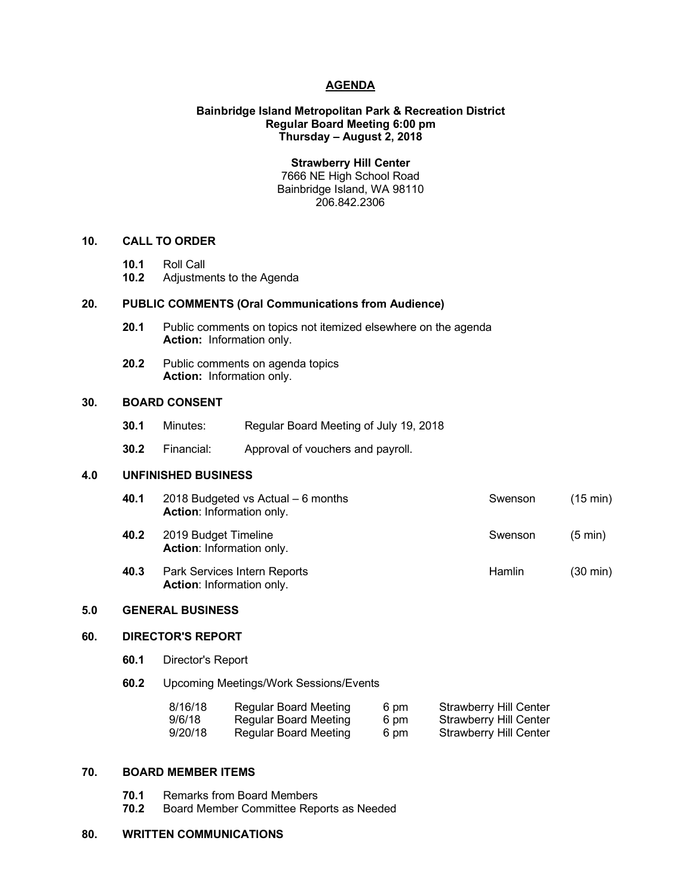# AGENDA

**Bainbridge Island Metropolitan Park & Recreation District**
**Regular Board Meeting 6:00 pm**
**Thursday – August 2, 2018**

**Strawberry Hill Center**
7666 NE High School Road
Bainbridge Island, WA 98110
206.842.2306

## 10. CALL TO ORDER

**10.1** Roll Call
**10.2** Adjustments to the Agenda

## 20. PUBLIC COMMENTS (Oral Communications from Audience)

**20.1** Public comments on topics not itemized elsewhere on the agenda
**Action:** Information only.

**20.2** Public comments on agenda topics
**Action:** Information only.

## 30. BOARD CONSENT

**30.1** Minutes: Regular Board Meeting of July 19, 2018

**30.2** Financial: Approval of vouchers and payroll.

## 4.0 UNFINISHED BUSINESS

| | Item | Presenter | Time |
|---|---|---|---|
| **40.1** | 2018 Budgeted vs Actual – 6 months<br>**Action**: Information only. | Swenson | (15 min) |
| **40.2** | 2019 Budget Timeline<br>**Action**: Information only. | Swenson | (5 min) |
| **40.3** | Park Services Intern Reports<br>**Action**: Information only. | Hamlin | (30 min) |

## 5.0 GENERAL BUSINESS

## 60. DIRECTOR'S REPORT

**60.1** Director's Report

**60.2** Upcoming Meetings/Work Sessions/Events

| | | | |
|---|---|---|---|
| 8/16/18 | Regular Board Meeting | 6 pm | Strawberry Hill Center |
| 9/6/18 | Regular Board Meeting | 6 pm | Strawberry Hill Center |
| 9/20/18 | Regular Board Meeting | 6 pm | Strawberry Hill Center |

## 70. BOARD MEMBER ITEMS

**70.1** Remarks from Board Members
**70.2** Board Member Committee Reports as Needed

## 80. WRITTEN COMMUNICATIONS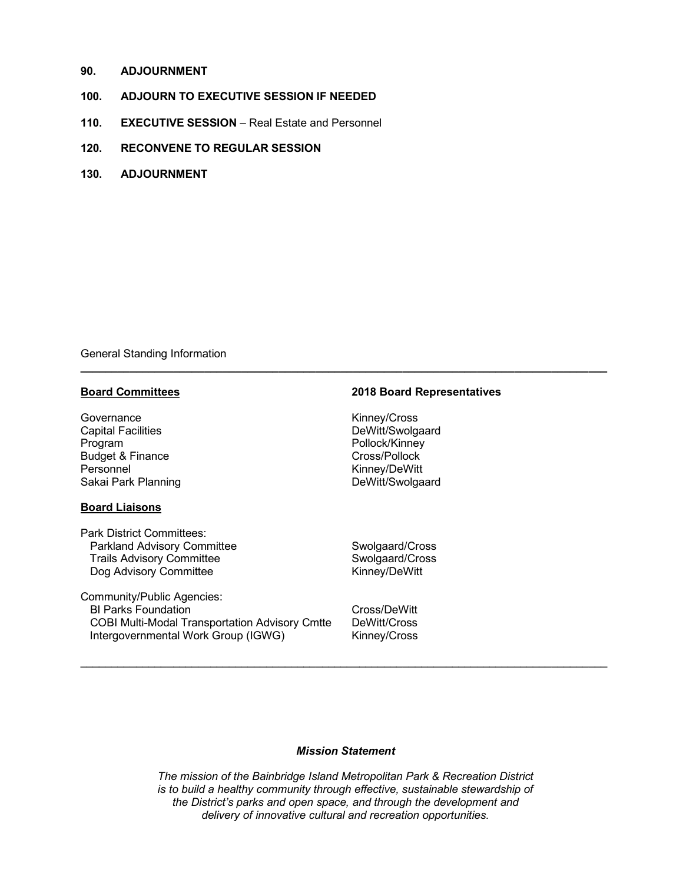**90. ADJOURNMENT**

**100. ADJOURN TO EXECUTIVE SESSION IF NEEDED**

**110. EXECUTIVE SESSION** – Real Estate and Personnel

**120. RECONVENE TO REGULAR SESSION**

**130. ADJOURNMENT**

General Standing Information

---

| **Board Committees** | **2018 Board Representatives** |
|---|---|
| Governance | Kinney/Cross |
| Capital Facilities | DeWitt/Swolgaard |
| Program | Pollock/Kinney |
| Budget & Finance | Cross/Pollock |
| Personnel | Kinney/DeWitt |
| Sakai Park Planning | DeWitt/Swolgaard |

**Board Liaisons**

| | |
|---|---|
| Park District Committees: | |
| Parkland Advisory Committee | Swolgaard/Cross |
| Trails Advisory Committee | Swolgaard/Cross |
| Dog Advisory Committee | Kinney/DeWitt |
| Community/Public Agencies: | |
| BI Parks Foundation | Cross/DeWitt |
| COBI Multi-Modal Transportation Advisory Cmtte | DeWitt/Cross |
| Intergovernmental Work Group (IGWG) | Kinney/Cross |

---

***Mission Statement***

*The mission of the Bainbridge Island Metropolitan Park & Recreation District is to build a healthy community through effective, sustainable stewardship of the District's parks and open space, and through the development and delivery of innovative cultural and recreation opportunities.*